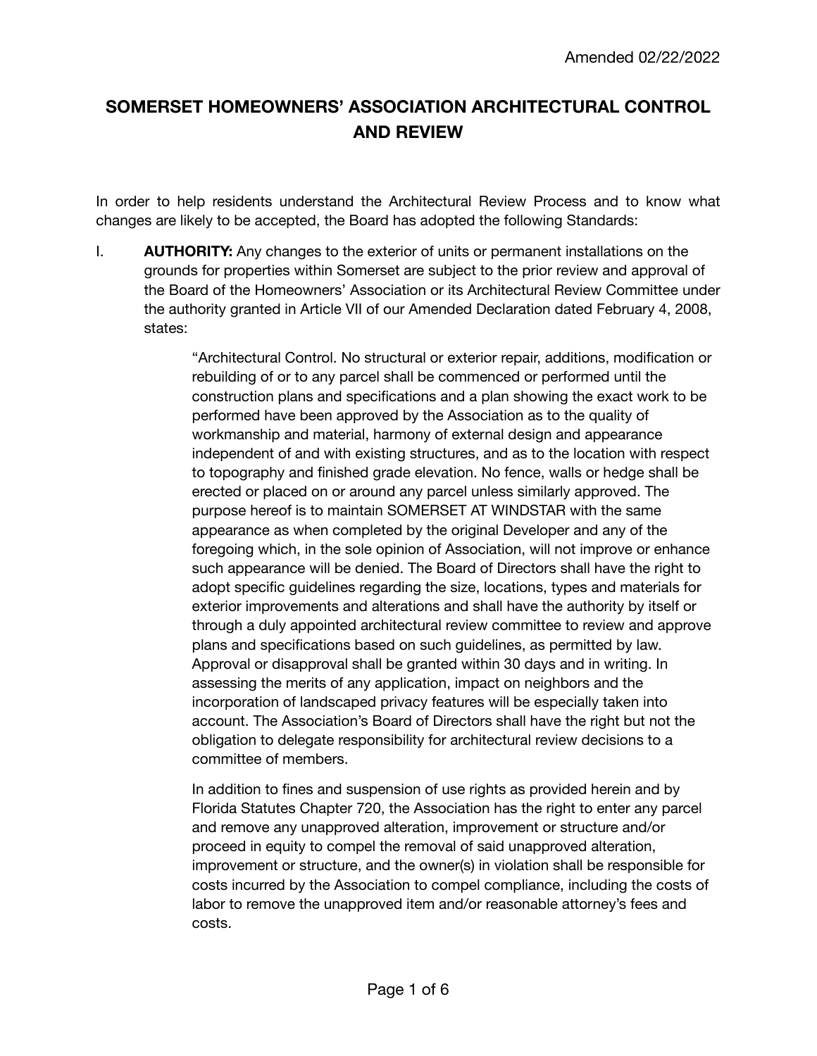Amended 02/22/2022

# SOMERSET HOMEOWNERS' ASSOCIATION ARCHITECTURAL CONTROL AND REVIEW

In order to help residents understand the Architectural Review Process and to know what changes are likely to be accepted, the Board has adopted the following Standards:

I. **AUTHORITY:** Any changes to the exterior of units or permanent installations on the grounds for properties within Somerset are subject to the prior review and approval of the Board of the Homeowners' Association or its Architectural Review Committee under the authority granted in Article VII of our Amended Declaration dated February 4, 2008, states:

> "Architectural Control. No structural or exterior repair, additions, modification or rebuilding of or to any parcel shall be commenced or performed until the construction plans and specifications and a plan showing the exact work to be performed have been approved by the Association as to the quality of workmanship and material, harmony of external design and appearance independent of and with existing structures, and as to the location with respect to topography and finished grade elevation. No fence, walls or hedge shall be erected or placed on or around any parcel unless similarly approved. The purpose hereof is to maintain SOMERSET AT WINDSTAR with the same appearance as when completed by the original Developer and any of the foregoing which, in the sole opinion of Association, will not improve or enhance such appearance will be denied. The Board of Directors shall have the right to adopt specific guidelines regarding the size, locations, types and materials for exterior improvements and alterations and shall have the authority by itself or through a duly appointed architectural review committee to review and approve plans and specifications based on such guidelines, as permitted by law. Approval or disapproval shall be granted within 30 days and in writing. In assessing the merits of any application, impact on neighbors and the incorporation of landscaped privacy features will be especially taken into account. The Association's Board of Directors shall have the right but not the obligation to delegate responsibility for architectural review decisions to a committee of members.
>
> In addition to fines and suspension of use rights as provided herein and by Florida Statutes Chapter 720, the Association has the right to enter any parcel and remove any unapproved alteration, improvement or structure and/or proceed in equity to compel the removal of said unapproved alteration, improvement or structure, and the owner(s) in violation shall be responsible for costs incurred by the Association to compel compliance, including the costs of labor to remove the unapproved item and/or reasonable attorney's fees and costs.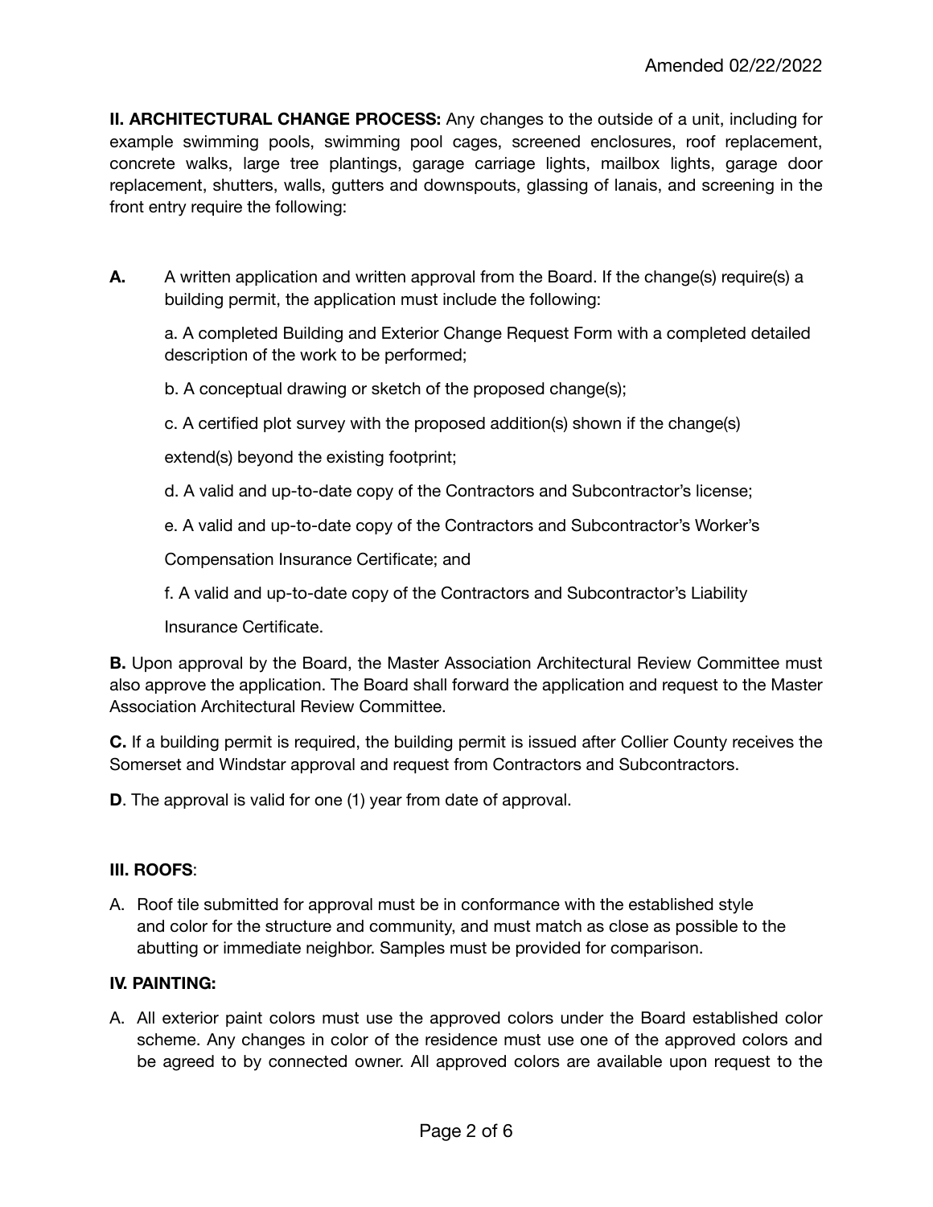**II. ARCHITECTURAL CHANGE PROCESS:** Any changes to the outside of a unit, including for example swimming pools, swimming pool cages, screened enclosures, roof replacement, concrete walks, large tree plantings, garage carriage lights, mailbox lights, garage door replacement, shutters, walls, gutters and downspouts, glassing of lanais, and screening in the front entry require the following:

**A.** A written application and written approval from the Board. If the change(s) require(s) a building permit, the application must include the following:

a. A completed Building and Exterior Change Request Form with a completed detailed description of the work to be performed;

b. A conceptual drawing or sketch of the proposed change(s);

c. A certified plot survey with the proposed addition(s) shown if the change(s) extend(s) beyond the existing footprint;

d. A valid and up-to-date copy of the Contractors and Subcontractor's license;

e. A valid and up-to-date copy of the Contractors and Subcontractor's Worker's Compensation Insurance Certificate; and

f. A valid and up-to-date copy of the Contractors and Subcontractor's Liability Insurance Certificate.

**B.** Upon approval by the Board, the Master Association Architectural Review Committee must also approve the application. The Board shall forward the application and request to the Master Association Architectural Review Committee.

**C.** If a building permit is required, the building permit is issued after Collier County receives the Somerset and Windstar approval and request from Contractors and Subcontractors.

**D**. The approval is valid for one (1) year from date of approval.

**III. ROOFS**:

A. Roof tile submitted for approval must be in conformance with the established style and color for the structure and community, and must match as close as possible to the abutting or immediate neighbor. Samples must be provided for comparison.

**IV. PAINTING:**

A. All exterior paint colors must use the approved colors under the Board established color scheme. Any changes in color of the residence must use one of the approved colors and be agreed to by connected owner. All approved colors are available upon request to the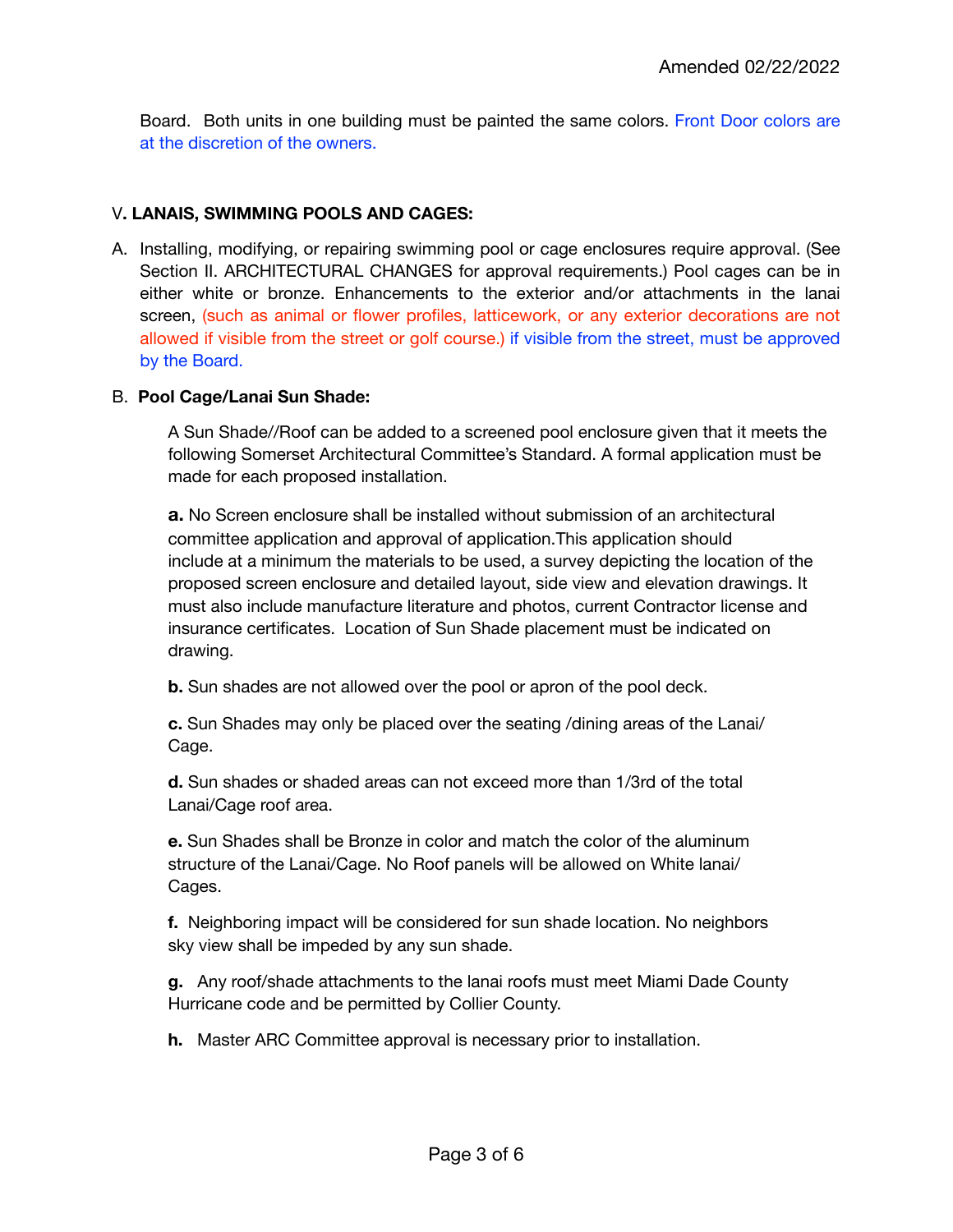Board. Both units in one building must be painted the same colors. Front Door colors are at the discretion of the owners.

## V. LANAIS, SWIMMING POOLS AND CAGES:

A. Installing, modifying, or repairing swimming pool or cage enclosures require approval. (See Section II. ARCHITECTURAL CHANGES for approval requirements.) Pool cages can be in either white or bronze. Enhancements to the exterior and/or attachments in the lanai screen, (such as animal or flower profiles, latticework, or any exterior decorations are not allowed if visible from the street or golf course.) if visible from the street, must be approved by the Board.

B. **Pool Cage/Lanai Sun Shade:**

A Sun Shade//Roof can be added to a screened pool enclosure given that it meets the following Somerset Architectural Committee's Standard. A formal application must be made for each proposed installation.

**a.** No Screen enclosure shall be installed without submission of an architectural committee application and approval of application.This application should include at a minimum the materials to be used, a survey depicting the location of the proposed screen enclosure and detailed layout, side view and elevation drawings. It must also include manufacture literature and photos, current Contractor license and insurance certificates. Location of Sun Shade placement must be indicated on drawing.

**b.** Sun shades are not allowed over the pool or apron of the pool deck.

**c.** Sun Shades may only be placed over the seating /dining areas of the Lanai/ Cage.

**d.** Sun shades or shaded areas can not exceed more than 1/3rd of the total Lanai/Cage roof area.

**e.** Sun Shades shall be Bronze in color and match the color of the aluminum structure of the Lanai/Cage. No Roof panels will be allowed on White lanai/ Cages.

**f.** Neighboring impact will be considered for sun shade location. No neighbors sky view shall be impeded by any sun shade.

**g.** Any roof/shade attachments to the lanai roofs must meet Miami Dade County Hurricane code and be permitted by Collier County.

**h.** Master ARC Committee approval is necessary prior to installation.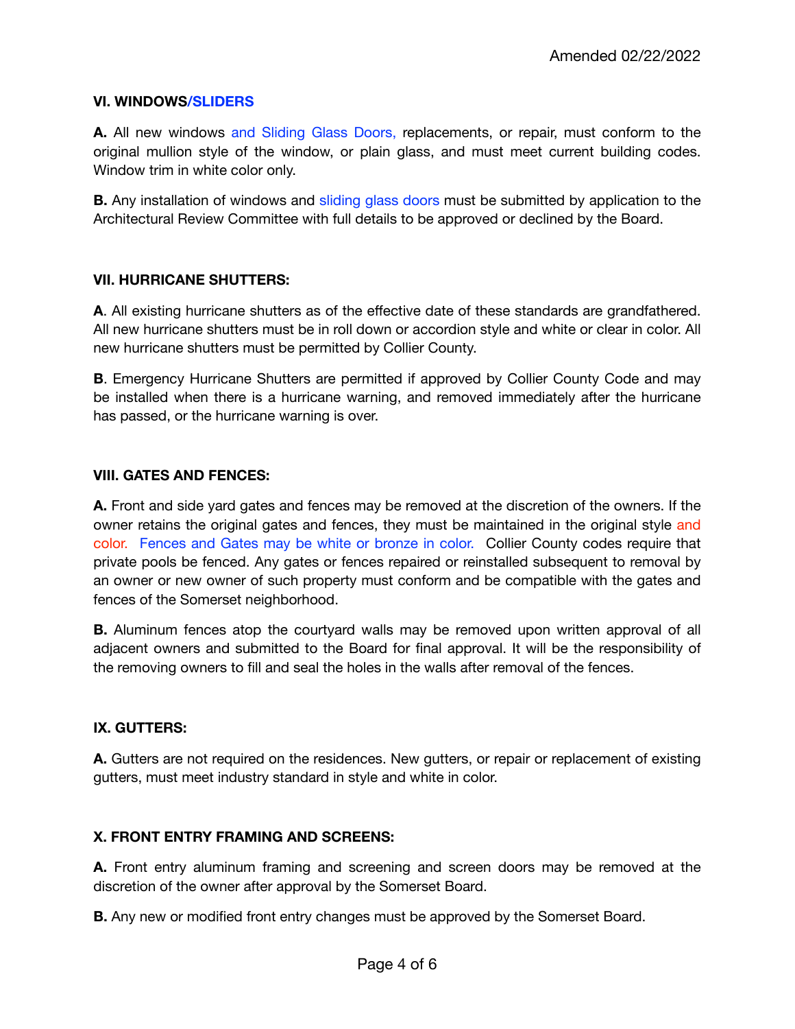### VI. WINDOWS/SLIDERS

**A.** All new windows and Sliding Glass Doors, replacements, or repair, must conform to the original mullion style of the window, or plain glass, and must meet current building codes. Window trim in white color only.

**B.** Any installation of windows and sliding glass doors must be submitted by application to the Architectural Review Committee with full details to be approved or declined by the Board.

### VII. HURRICANE SHUTTERS:

**A**. All existing hurricane shutters as of the effective date of these standards are grandfathered. All new hurricane shutters must be in roll down or accordion style and white or clear in color. All new hurricane shutters must be permitted by Collier County.

**B**. Emergency Hurricane Shutters are permitted if approved by Collier County Code and may be installed when there is a hurricane warning, and removed immediately after the hurricane has passed, or the hurricane warning is over.

### VIII. GATES AND FENCES:

**A.** Front and side yard gates and fences may be removed at the discretion of the owners. If the owner retains the original gates and fences, they must be maintained in the original style and color. Fences and Gates may be white or bronze in color. Collier County codes require that private pools be fenced. Any gates or fences repaired or reinstalled subsequent to removal by an owner or new owner of such property must conform and be compatible with the gates and fences of the Somerset neighborhood.

**B.** Aluminum fences atop the courtyard walls may be removed upon written approval of all adjacent owners and submitted to the Board for final approval. It will be the responsibility of the removing owners to fill and seal the holes in the walls after removal of the fences.

### IX. GUTTERS:

**A.** Gutters are not required on the residences. New gutters, or repair or replacement of existing gutters, must meet industry standard in style and white in color.

### X. FRONT ENTRY FRAMING AND SCREENS:

**A.** Front entry aluminum framing and screening and screen doors may be removed at the discretion of the owner after approval by the Somerset Board.

**B.** Any new or modified front entry changes must be approved by the Somerset Board.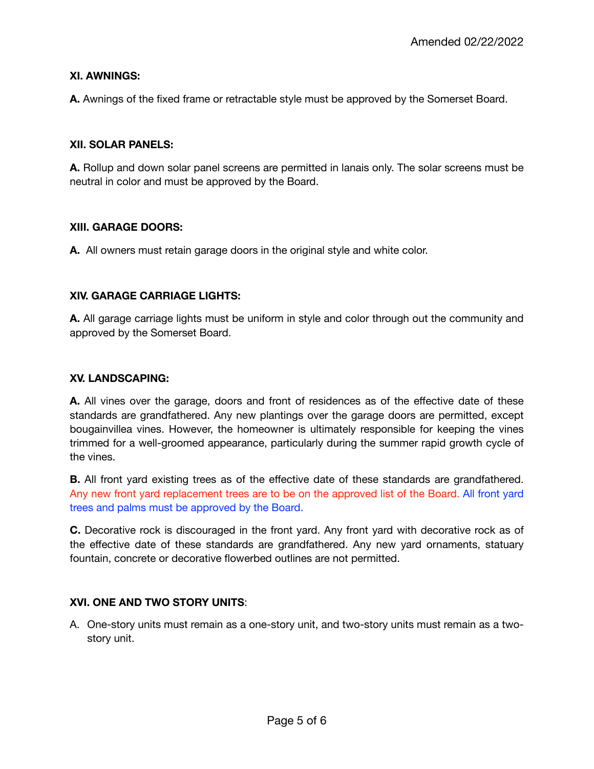**XI. AWNINGS:**

**A.** Awnings of the fixed frame or retractable style must be approved by the Somerset Board.

**XII. SOLAR PANELS:**

**A.** Rollup and down solar panel screens are permitted in lanais only. The solar screens must be neutral in color and must be approved by the Board.

**XIII. GARAGE DOORS:**

**A.** All owners must retain garage doors in the original style and white color.

**XIV. GARAGE CARRIAGE LIGHTS:**

**A.** All garage carriage lights must be uniform in style and color through out the community and approved by the Somerset Board.

**XV. LANDSCAPING:**

**A.** All vines over the garage, doors and front of residences as of the effective date of these standards are grandfathered. Any new plantings over the garage doors are permitted, except bougainvillea vines. However, the homeowner is ultimately responsible for keeping the vines trimmed for a well-groomed appearance, particularly during the summer rapid growth cycle of the vines.

**B.** All front yard existing trees as of the effective date of these standards are grandfathered. Any new front yard replacement trees are to be on the approved list of the Board. All front yard trees and palms must be approved by the Board.

**C.** Decorative rock is discouraged in the front yard. Any front yard with decorative rock as of the effective date of these standards are grandfathered. Any new yard ornaments, statuary fountain, concrete or decorative flowerbed outlines are not permitted.

**XVI. ONE AND TWO STORY UNITS**:

A. One-story units must remain as a one-story unit, and two-story units must remain as a two-story unit.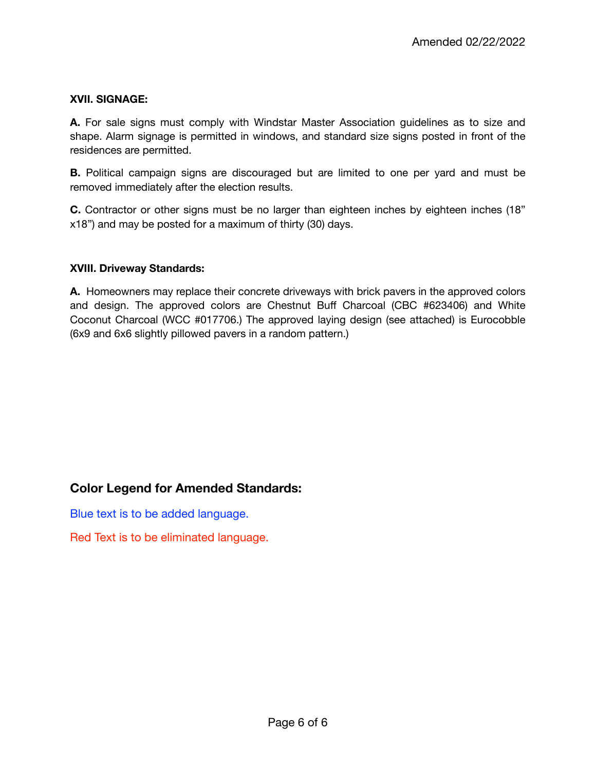Amended 02/22/2022

**XVII. SIGNAGE:**

**A.** For sale signs must comply with Windstar Master Association guidelines as to size and shape. Alarm signage is permitted in windows, and standard size signs posted in front of the residences are permitted.

**B.** Political campaign signs are discouraged but are limited to one per yard and must be removed immediately after the election results.

**C.** Contractor or other signs must be no larger than eighteen inches by eighteen inches (18" x18") and may be posted for a maximum of thirty (30) days.

**XVIII. Driveway Standards:**

**A.** Homeowners may replace their concrete driveways with brick pavers in the approved colors and design. The approved colors are Chestnut Buff Charcoal (CBC #623406) and White Coconut Charcoal (WCC #017706.) The approved laying design (see attached) is Eurocobble (6x9 and 6x6 slightly pillowed pavers in a random pattern.)

## Color Legend for Amended Standards:

Blue text is to be added language.

Red Text is to be eliminated language.